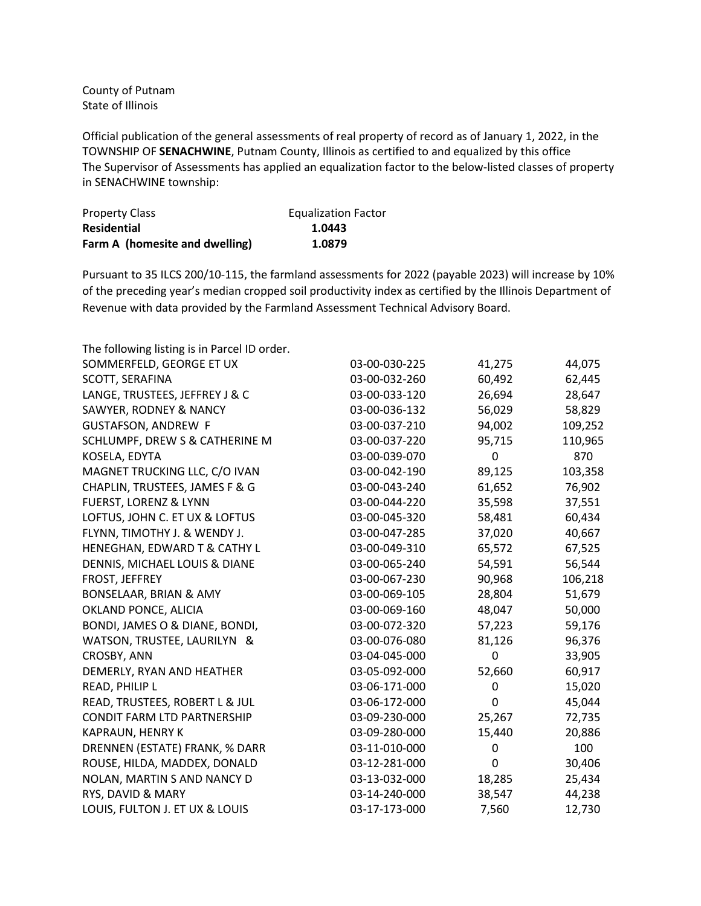County of Putnam
State of Illinois

Official publication of the general assessments of real property of record as of January 1, 2022, in the TOWNSHIP OF **SENACHWINE**, Putnam County, Illinois as certified to and equalized by this office
The Supervisor of Assessments has applied an equalization factor to the below-listed classes of property in SENACHWINE township:

| Property Class | Equalization Factor |
|---|---|
| **Residential** | **1.0443** |
| **Farm A (homesite and dwelling)** | **1.0879** |

Pursuant to 35 ILCS 200/10-115, the farmland assessments for 2022 (payable 2023) will increase by 10% of the preceding year's median cropped soil productivity index as certified by the Illinois Department of Revenue with data provided by the Farmland Assessment Technical Advisory Board.

The following listing is in Parcel ID order.

| | | | |
|---|---|---|---|
| SOMMERFELD, GEORGE ET UX | 03-00-030-225 | 41,275 | 44,075 |
| SCOTT, SERAFINA | 03-00-032-260 | 60,492 | 62,445 |
| LANGE, TRUSTEES, JEFFREY J & C | 03-00-033-120 | 26,694 | 28,647 |
| SAWYER, RODNEY & NANCY | 03-00-036-132 | 56,029 | 58,829 |
| GUSTAFSON, ANDREW F | 03-00-037-210 | 94,002 | 109,252 |
| SCHLUMPF, DREW S & CATHERINE M | 03-00-037-220 | 95,715 | 110,965 |
| KOSELA, EDYTA | 03-00-039-070 | 0 | 870 |
| MAGNET TRUCKING LLC, C/O IVAN | 03-00-042-190 | 89,125 | 103,358 |
| CHAPLIN, TRUSTEES, JAMES F & G | 03-00-043-240 | 61,652 | 76,902 |
| FUERST, LORENZ & LYNN | 03-00-044-220 | 35,598 | 37,551 |
| LOFTUS, JOHN C. ET UX & LOFTUS | 03-00-045-320 | 58,481 | 60,434 |
| FLYNN, TIMOTHY J. & WENDY J. | 03-00-047-285 | 37,020 | 40,667 |
| HENEGHAN, EDWARD T & CATHY L | 03-00-049-310 | 65,572 | 67,525 |
| DENNIS, MICHAEL LOUIS & DIANE | 03-00-065-240 | 54,591 | 56,544 |
| FROST, JEFFREY | 03-00-067-230 | 90,968 | 106,218 |
| BONSELAAR, BRIAN & AMY | 03-00-069-105 | 28,804 | 51,679 |
| OKLAND PONCE, ALICIA | 03-00-069-160 | 48,047 | 50,000 |
| BONDI, JAMES O & DIANE, BONDI, | 03-00-072-320 | 57,223 | 59,176 |
| WATSON, TRUSTEE, LAURILYN & | 03-00-076-080 | 81,126 | 96,376 |
| CROSBY, ANN | 03-04-045-000 | 0 | 33,905 |
| DEMERLY, RYAN AND HEATHER | 03-05-092-000 | 52,660 | 60,917 |
| READ, PHILIP L | 03-06-171-000 | 0 | 15,020 |
| READ, TRUSTEES, ROBERT L & JUL | 03-06-172-000 | 0 | 45,044 |
| CONDIT FARM LTD PARTNERSHIP | 03-09-230-000 | 25,267 | 72,735 |
| KAPRAUN, HENRY K | 03-09-280-000 | 15,440 | 20,886 |
| DRENNEN (ESTATE) FRANK, % DARR | 03-11-010-000 | 0 | 100 |
| ROUSE, HILDA, MADDEX, DONALD | 03-12-281-000 | 0 | 30,406 |
| NOLAN, MARTIN S AND NANCY D | 03-13-032-000 | 18,285 | 25,434 |
| RYS, DAVID & MARY | 03-14-240-000 | 38,547 | 44,238 |
| LOUIS, FULTON J. ET UX & LOUIS | 03-17-173-000 | 7,560 | 12,730 |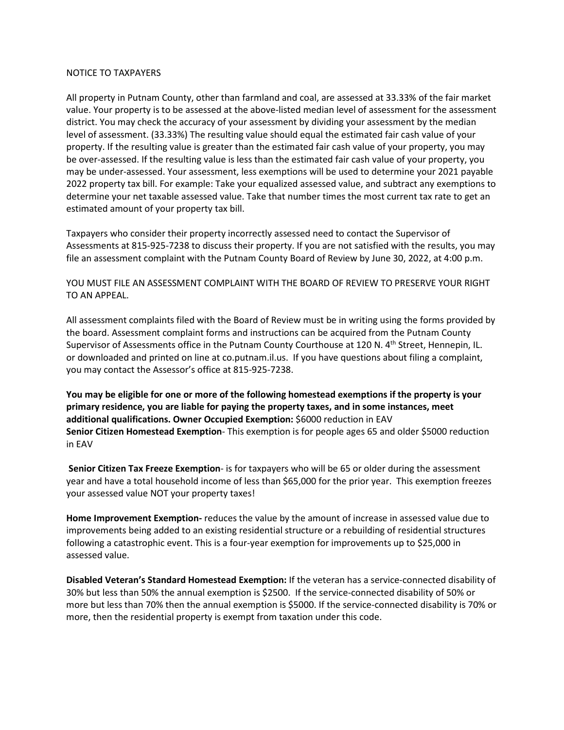NOTICE TO TAXPAYERS

All property in Putnam County, other than farmland and coal, are assessed at 33.33% of the fair market value. Your property is to be assessed at the above-listed median level of assessment for the assessment district. You may check the accuracy of your assessment by dividing your assessment by the median level of assessment. (33.33%) The resulting value should equal the estimated fair cash value of your property. If the resulting value is greater than the estimated fair cash value of your property, you may be over-assessed. If the resulting value is less than the estimated fair cash value of your property, you may be under-assessed. Your assessment, less exemptions will be used to determine your 2021 payable 2022 property tax bill. For example: Take your equalized assessed value, and subtract any exemptions to determine your net taxable assessed value. Take that number times the most current tax rate to get an estimated amount of your property tax bill.

Taxpayers who consider their property incorrectly assessed need to contact the Supervisor of Assessments at 815-925-7238 to discuss their property. If you are not satisfied with the results, you may file an assessment complaint with the Putnam County Board of Review by June 30, 2022, at 4:00 p.m.

YOU MUST FILE AN ASSESSMENT COMPLAINT WITH THE BOARD OF REVIEW TO PRESERVE YOUR RIGHT TO AN APPEAL.

All assessment complaints filed with the Board of Review must be in writing using the forms provided by the board. Assessment complaint forms and instructions can be acquired from the Putnam County Supervisor of Assessments office in the Putnam County Courthouse at 120 N. 4th Street, Hennepin, IL. or downloaded and printed on line at co.putnam.il.us. If you have questions about filing a complaint, you may contact the Assessor's office at 815-925-7238.

**You may be eligible for one or more of the following homestead exemptions if the property is your primary residence, you are liable for paying the property taxes, and in some instances, meet additional qualifications. Owner Occupied Exemption:** $6000 reduction in EAV
**Senior Citizen Homestead Exemption**- This exemption is for people ages 65 and older $5000 reduction in EAV

**Senior Citizen Tax Freeze Exemption**- is for taxpayers who will be 65 or older during the assessment year and have a total household income of less than $65,000 for the prior year. This exemption freezes your assessed value NOT your property taxes!

**Home Improvement Exemption-** reduces the value by the amount of increase in assessed value due to improvements being added to an existing residential structure or a rebuilding of residential structures following a catastrophic event. This is a four-year exemption for improvements up to $25,000 in assessed value.

**Disabled Veteran's Standard Homestead Exemption:** If the veteran has a service-connected disability of 30% but less than 50% the annual exemption is $2500. If the service-connected disability of 50% or more but less than 70% then the annual exemption is $5000. If the service-connected disability is 70% or more, then the residential property is exempt from taxation under this code.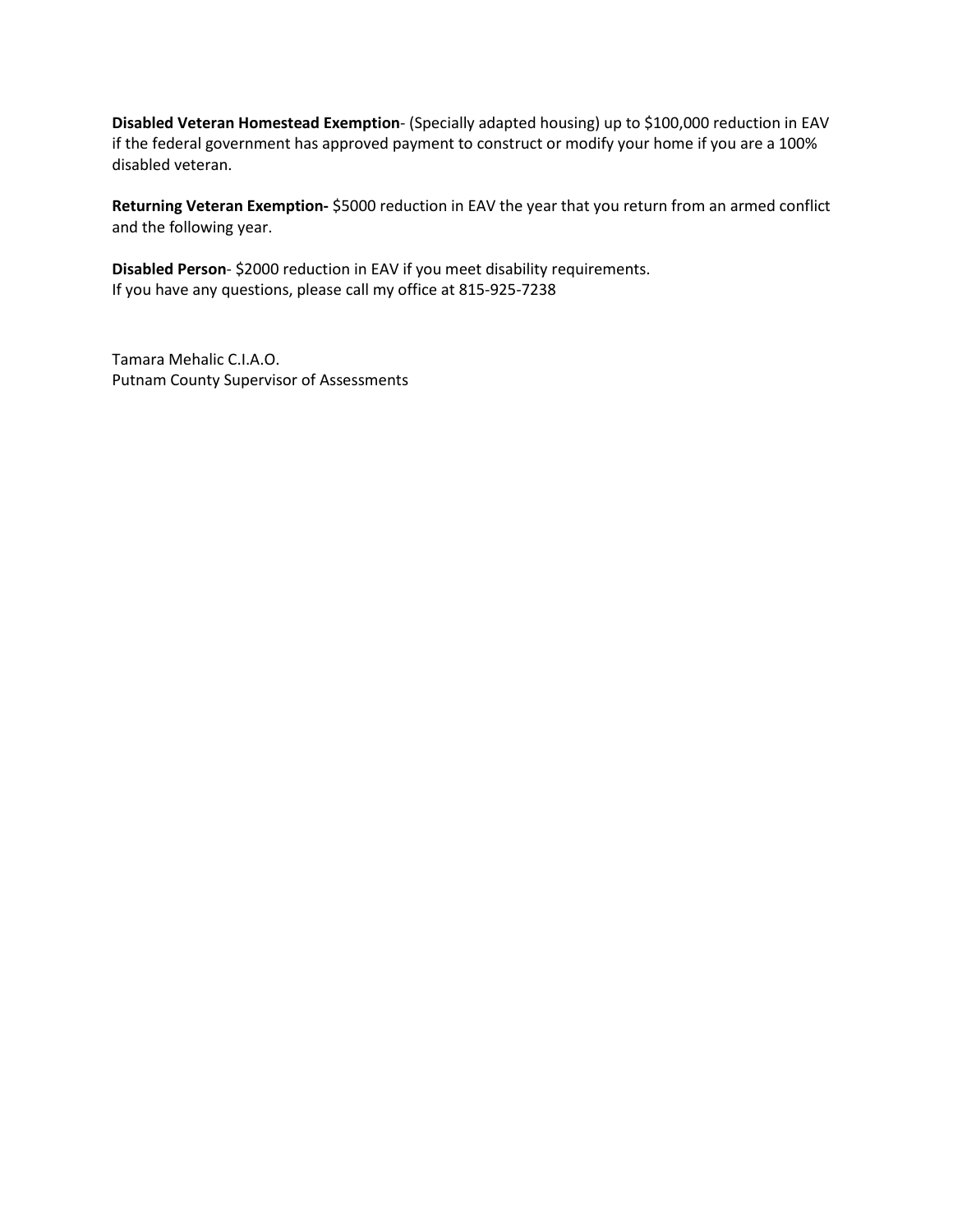**Disabled Veteran Homestead Exemption**- (Specially adapted housing) up to $100,000 reduction in EAV if the federal government has approved payment to construct or modify your home if you are a 100% disabled veteran.

**Returning Veteran Exemption-** $5000 reduction in EAV the year that you return from an armed conflict and the following year.

**Disabled Person**- $2000 reduction in EAV if you meet disability requirements.
If you have any questions, please call my office at 815-925-7238

Tamara Mehalic C.I.A.O.
Putnam County Supervisor of Assessments